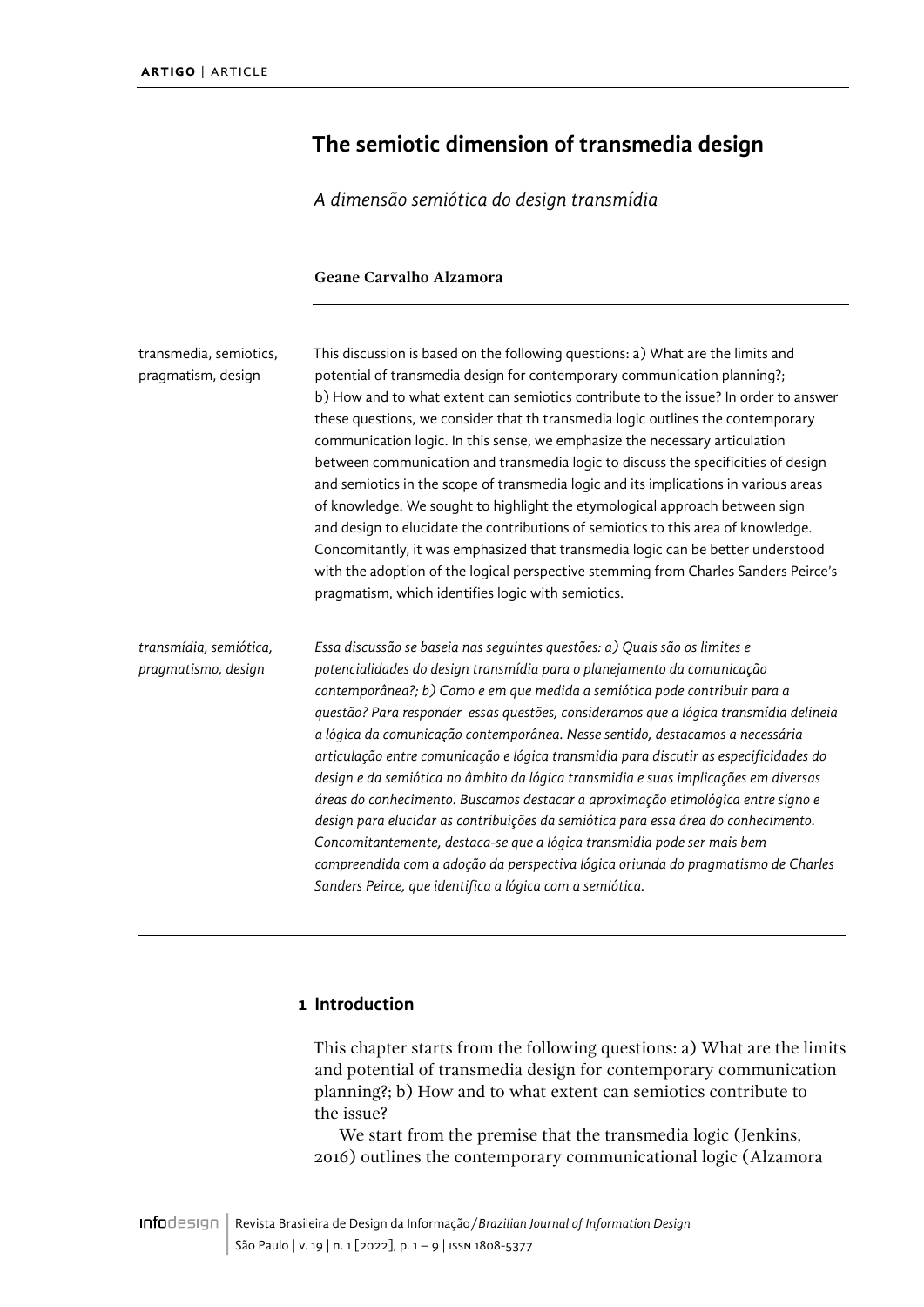**ARTIGO** | ARTICLE

# The semiotic dimension of transmedia design

*A dimensão semiótica do design transmídia*

**Geane Carvalho Alzamora**

transmedia, semiotics, pragmatism, design

This discussion is based on the following questions: a) What are the limits and potential of transmedia design for contemporary communication planning?; b) How and to what extent can semiotics contribute to the issue? In order to answer these questions, we consider that th transmedia logic outlines the contemporary communication logic. In this sense, we emphasize the necessary articulation between communication and transmedia logic to discuss the specificities of design and semiotics in the scope of transmedia logic and its implications in various areas of knowledge. We sought to highlight the etymological approach between sign and design to elucidate the contributions of semiotics to this area of knowledge. Concomitantly, it was emphasized that transmedia logic can be better understood with the adoption of the logical perspective stemming from Charles Sanders Peirce's pragmatism, which identifies logic with semiotics.

*transmídia, semiótica, pragmatismo, design*

*Essa discussão se baseia nas seguintes questões: a) Quais são os limites e potencialidades do design transmídia para o planejamento da comunicação contemporânea?; b) Como e em que medida a semiótica pode contribuir para a questão? Para responder essas questões, consideramos que a lógica transmídia delineia a lógica da comunicação contemporânea. Nesse sentido, destacamos a necessária articulação entre comunicação e lógica transmidia para discutir as especificidades do design e da semiótica no âmbito da lógica transmidia e suas implicações em diversas áreas do conhecimento. Buscamos destacar a aproximação etimológica entre signo e design para elucidar as contribuições da semiótica para essa área do conhecimento. Concomitantemente, destaca-se que a lógica transmidia pode ser mais bem compreendida com a adoção da perspectiva lógica oriunda do pragmatismo de Charles Sanders Peirce, que identifica a lógica com a semiótica.*

## 1 Introduction

This chapter starts from the following questions: a) What are the limits and potential of transmedia design for contemporary communication planning?; b) How and to what extent can semiotics contribute to the issue?

We start from the premise that the transmedia logic (Jenkins, 2016) outlines the contemporary communicational logic (Alzamora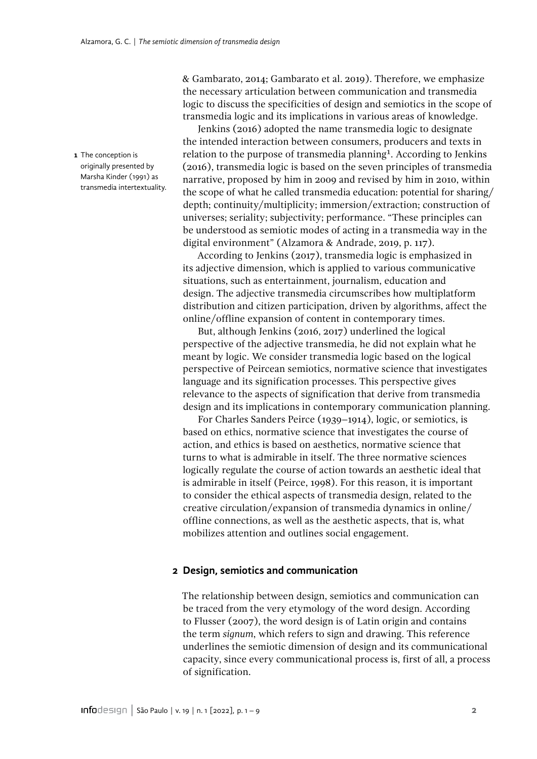& Gambarato, 2014; Gambarato et al. 2019). Therefore, we emphasize the necessary articulation between communication and transmedia logic to discuss the specificities of design and semiotics in the scope of transmedia logic and its implications in various areas of knowledge.

Jenkins (2016) adopted the name transmedia logic to designate the intended interaction between consumers, producers and texts in relation to the purpose of transmedia planning[1]. According to Jenkins (2016), transmedia logic is based on the seven principles of transmedia narrative, proposed by him in 2009 and revised by him in 2010, within the scope of what he called transmedia education: potential for sharing/depth; continuity/multiplicity; immersion/extraction; construction of universes; seriality; subjectivity; performance. "These principles can be understood as semiotic modes of acting in a transmedia way in the digital environment" (Alzamora & Andrade, 2019, p. 117).

According to Jenkins (2017), transmedia logic is emphasized in its adjective dimension, which is applied to various communicative situations, such as entertainment, journalism, education and design. The adjective transmedia circumscribes how multiplatform distribution and citizen participation, driven by algorithms, affect the online/offline expansion of content in contemporary times.

But, although Jenkins (2016, 2017) underlined the logical perspective of the adjective transmedia, he did not explain what he meant by logic. We consider transmedia logic based on the logical perspective of Peircean semiotics, normative science that investigates language and its signification processes. This perspective gives relevance to the aspects of signification that derive from transmedia design and its implications in contemporary communication planning.

For Charles Sanders Peirce (1939–1914), logic, or semiotics, is based on ethics, normative science that investigates the course of action, and ethics is based on aesthetics, normative science that turns to what is admirable in itself. The three normative sciences logically regulate the course of action towards an aesthetic ideal that is admirable in itself (Peirce, 1998). For this reason, it is important to consider the ethical aspects of transmedia design, related to the creative circulation/expansion of transmedia dynamics in online/offline connections, as well as the aesthetic aspects, that is, what mobilizes attention and outlines social engagement.

[1] The conception is originally presented by Marsha Kinder (1991) as transmedia intertextuality.

## 2 Design, semiotics and communication

The relationship between design, semiotics and communication can be traced from the very etymology of the word design. According to Flusser (2007), the word design is of Latin origin and contains the term *signum*, which refers to sign and drawing. This reference underlines the semiotic dimension of design and its communicational capacity, since every communicational process is, first of all, a process of signification.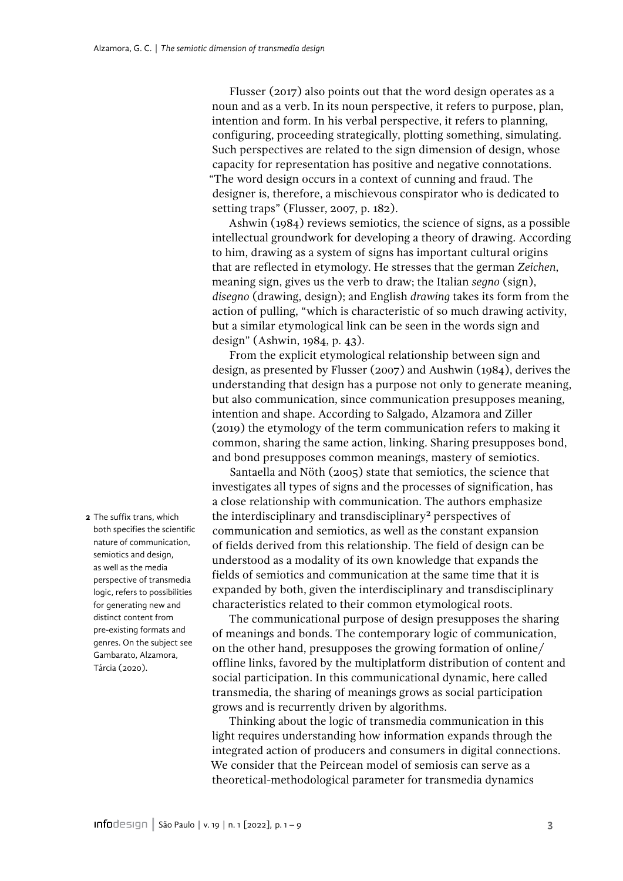Flusser (2017) also points out that the word design operates as a noun and as a verb. In its noun perspective, it refers to purpose, plan, intention and form. In his verbal perspective, it refers to planning, configuring, proceeding strategically, plotting something, simulating. Such perspectives are related to the sign dimension of design, whose capacity for representation has positive and negative connotations. "The word design occurs in a context of cunning and fraud. The designer is, therefore, a mischievous conspirator who is dedicated to setting traps" (Flusser, 2007, p. 182).

Ashwin (1984) reviews semiotics, the science of signs, as a possible intellectual groundwork for developing a theory of drawing. According to him, drawing as a system of signs has important cultural origins that are reflected in etymology. He stresses that the german *Zeichen*, meaning sign, gives us the verb to draw; the Italian *segno* (sign), *disegno* (drawing, design); and English *drawing* takes its form from the action of pulling, "which is characteristic of so much drawing activity, but a similar etymological link can be seen in the words sign and design" (Ashwin, 1984, p. 43).

From the explicit etymological relationship between sign and design, as presented by Flusser (2007) and Aushwin (1984), derives the understanding that design has a purpose not only to generate meaning, but also communication, since communication presupposes meaning, intention and shape. According to Salgado, Alzamora and Ziller (2019) the etymology of the term communication refers to making it common, sharing the same action, linking. Sharing presupposes bond, and bond presupposes common meanings, mastery of semiotics.

Santaella and Nöth (2005) state that semiotics, the science that investigates all types of signs and the processes of signification, has a close relationship with communication. The authors emphasize the interdisciplinary and transdisciplinary[2] perspectives of communication and semiotics, as well as the constant expansion of fields derived from this relationship. The field of design can be understood as a modality of its own knowledge that expands the fields of semiotics and communication at the same time that it is expanded by both, given the interdisciplinary and transdisciplinary characteristics related to their common etymological roots.

The communicational purpose of design presupposes the sharing of meanings and bonds. The contemporary logic of communication, on the other hand, presupposes the growing formation of online/offline links, favored by the multiplatform distribution of content and social participation. In this communicational dynamic, here called transmedia, the sharing of meanings grows as social participation grows and is recurrently driven by algorithms.

Thinking about the logic of transmedia communication in this light requires understanding how information expands through the integrated action of producers and consumers in digital connections. We consider that the Peircean model of semiosis can serve as a theoretical-methodological parameter for transmedia dynamics

**2** The suffix trans, which both specifies the scientific nature of communication, semiotics and design, as well as the media perspective of transmedia logic, refers to possibilities for generating new and distinct content from pre-existing formats and genres. On the subject see Gambarato, Alzamora, Tárcia (2020).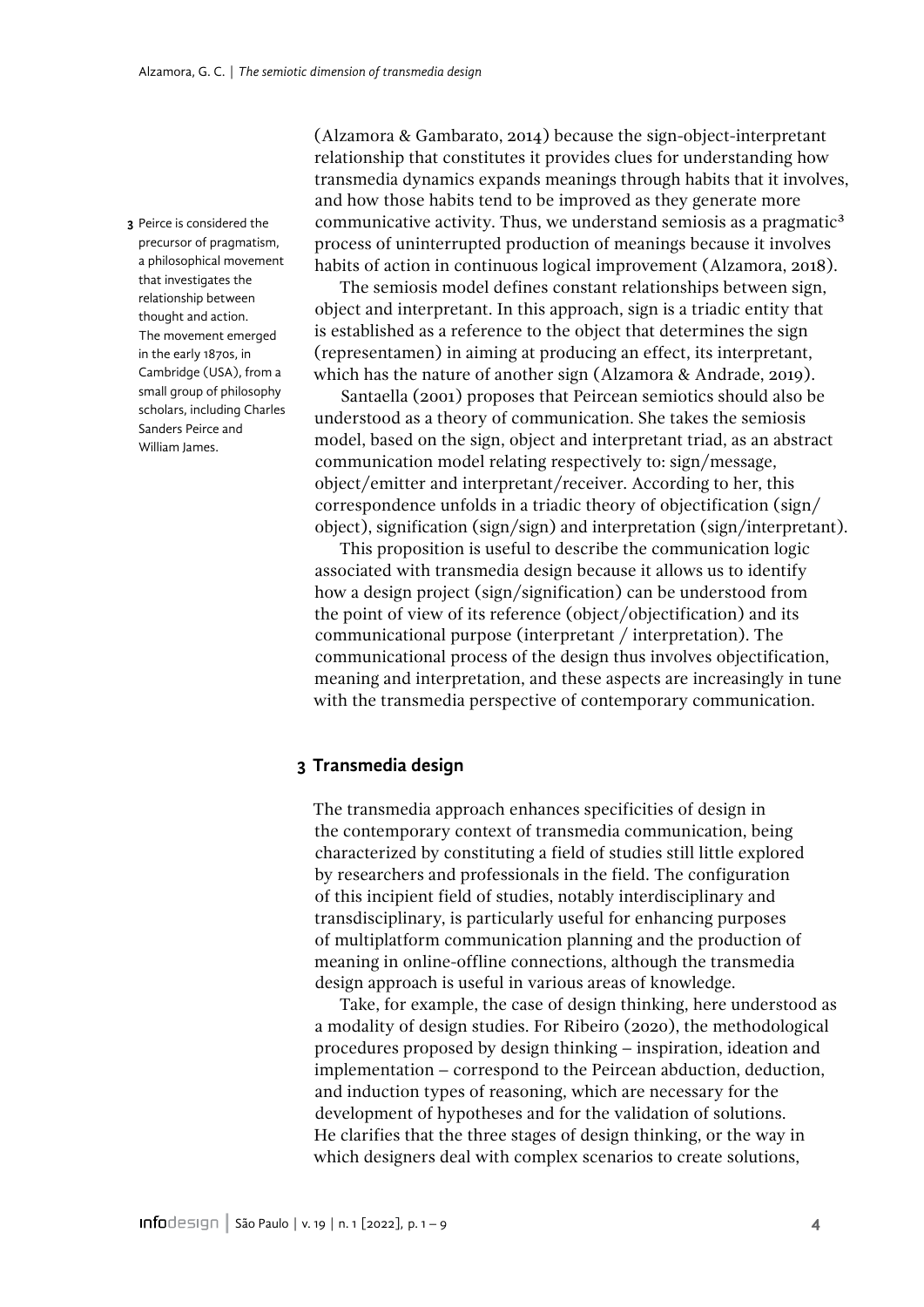(Alzamora & Gambarato, 2014) because the sign-object-interpretant relationship that constitutes it provides clues for understanding how transmedia dynamics expands meanings through habits that it involves, and how those habits tend to be improved as they generate more communicative activity. Thus, we understand semiosis as a pragmatic[3] process of uninterrupted production of meanings because it involves habits of action in continuous logical improvement (Alzamora, 2018).

The semiosis model defines constant relationships between sign, object and interpretant. In this approach, sign is a triadic entity that is established as a reference to the object that determines the sign (representamen) in aiming at producing an effect, its interpretant, which has the nature of another sign (Alzamora & Andrade, 2019).

Santaella (2001) proposes that Peircean semiotics should also be understood as a theory of communication. She takes the semiosis model, based on the sign, object and interpretant triad, as an abstract communication model relating respectively to: sign/message, object/emitter and interpretant/receiver. According to her, this correspondence unfolds in a triadic theory of objectification (sign/object), signification (sign/sign) and interpretation (sign/interpretant).

This proposition is useful to describe the communication logic associated with transmedia design because it allows us to identify how a design project (sign/signification) can be understood from the point of view of its reference (object/objectification) and its communicational purpose (interpretant / interpretation). The communicational process of the design thus involves objectification, meaning and interpretation, and these aspects are increasingly in tune with the transmedia perspective of contemporary communication.

## 3 Transmedia design

The transmedia approach enhances specificities of design in the contemporary context of transmedia communication, being characterized by constituting a field of studies still little explored by researchers and professionals in the field. The configuration of this incipient field of studies, notably interdisciplinary and transdisciplinary, is particularly useful for enhancing purposes of multiplatform communication planning and the production of meaning in online-offline connections, although the transmedia design approach is useful in various areas of knowledge.

Take, for example, the case of design thinking, here understood as a modality of design studies. For Ribeiro (2020), the methodological procedures proposed by design thinking – inspiration, ideation and implementation – correspond to the Peircean abduction, deduction, and induction types of reasoning, which are necessary for the development of hypotheses and for the validation of solutions. He clarifies that the three stages of design thinking, or the way in which designers deal with complex scenarios to create solutions,

[3] Peirce is considered the precursor of pragmatism, a philosophical movement that investigates the relationship between thought and action. The movement emerged in the early 1870s, in Cambridge (USA), from a small group of philosophy scholars, including Charles Sanders Peirce and William James.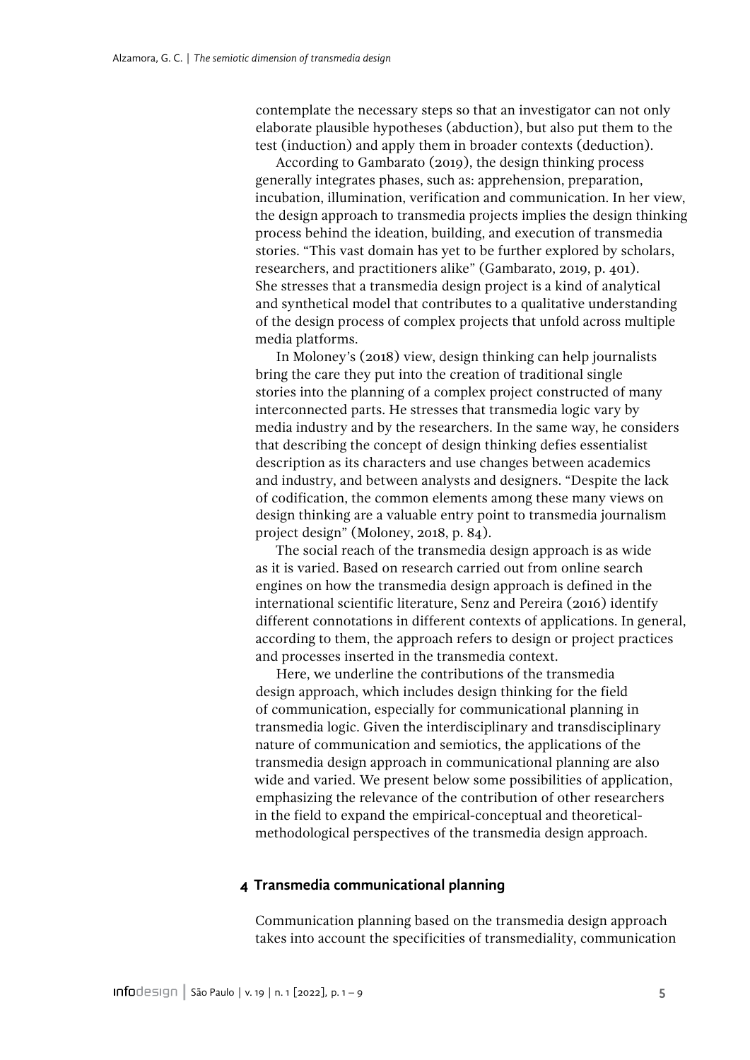contemplate the necessary steps so that an investigator can not only elaborate plausible hypotheses (abduction), but also put them to the test (induction) and apply them in broader contexts (deduction).

According to Gambarato (2019), the design thinking process generally integrates phases, such as: apprehension, preparation, incubation, illumination, verification and communication. In her view, the design approach to transmedia projects implies the design thinking process behind the ideation, building, and execution of transmedia stories. "This vast domain has yet to be further explored by scholars, researchers, and practitioners alike" (Gambarato, 2019, p. 401). She stresses that a transmedia design project is a kind of analytical and synthetical model that contributes to a qualitative understanding of the design process of complex projects that unfold across multiple media platforms.

In Moloney's (2018) view, design thinking can help journalists bring the care they put into the creation of traditional single stories into the planning of a complex project constructed of many interconnected parts. He stresses that transmedia logic vary by media industry and by the researchers. In the same way, he considers that describing the concept of design thinking defies essentialist description as its characters and use changes between academics and industry, and between analysts and designers. "Despite the lack of codification, the common elements among these many views on design thinking are a valuable entry point to transmedia journalism project design" (Moloney, 2018, p. 84).

The social reach of the transmedia design approach is as wide as it is varied. Based on research carried out from online search engines on how the transmedia design approach is defined in the international scientific literature, Senz and Pereira (2016) identify different connotations in different contexts of applications. In general, according to them, the approach refers to design or project practices and processes inserted in the transmedia context.

Here, we underline the contributions of the transmedia design approach, which includes design thinking for the field of communication, especially for communicational planning in transmedia logic. Given the interdisciplinary and transdisciplinary nature of communication and semiotics, the applications of the transmedia design approach in communicational planning are also wide and varied. We present below some possibilities of application, emphasizing the relevance of the contribution of other researchers in the field to expand the empirical-conceptual and theoretical-methodological perspectives of the transmedia design approach.

## 4 Transmedia communicational planning

Communication planning based on the transmedia design approach takes into account the specificities of transmediality, communication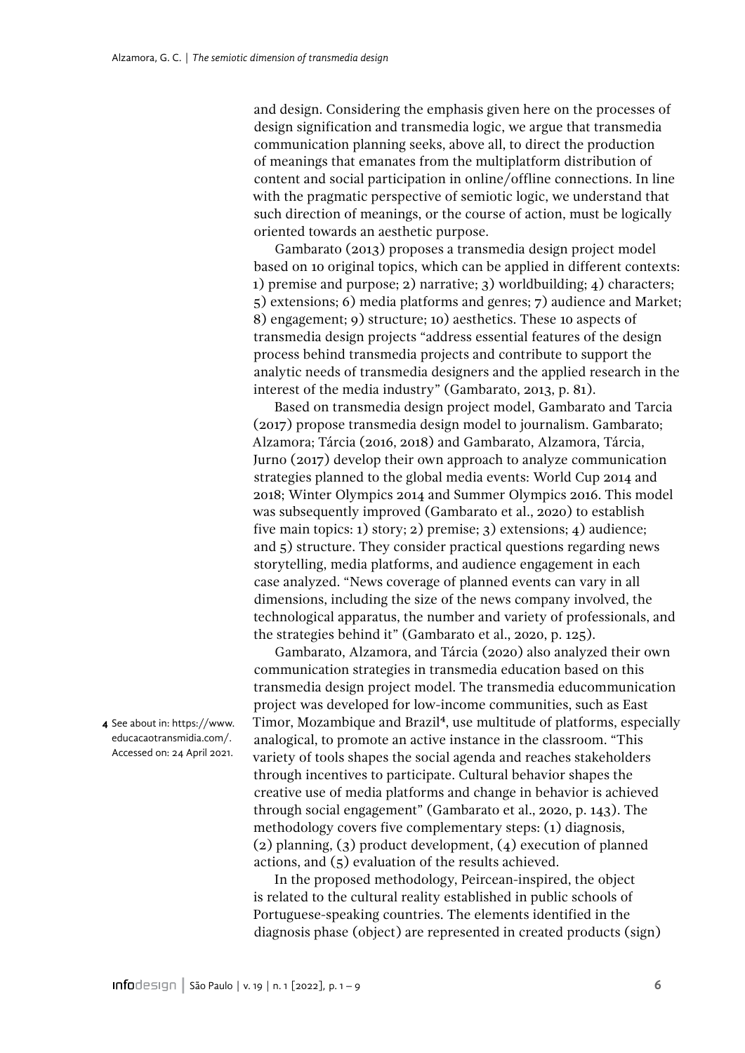and design. Considering the emphasis given here on the processes of design signification and transmedia logic, we argue that transmedia communication planning seeks, above all, to direct the production of meanings that emanates from the multiplatform distribution of content and social participation in online/offline connections. In line with the pragmatic perspective of semiotic logic, we understand that such direction of meanings, or the course of action, must be logically oriented towards an aesthetic purpose.

Gambarato (2013) proposes a transmedia design project model based on 10 original topics, which can be applied in different contexts: 1) premise and purpose; 2) narrative; 3) worldbuilding; 4) characters; 5) extensions; 6) media platforms and genres; 7) audience and Market; 8) engagement; 9) structure; 10) aesthetics. These 10 aspects of transmedia design projects "address essential features of the design process behind transmedia projects and contribute to support the analytic needs of transmedia designers and the applied research in the interest of the media industry" (Gambarato, 2013, p. 81).

Based on transmedia design project model, Gambarato and Tarcia (2017) propose transmedia design model to journalism. Gambarato; Alzamora; Tárcia (2016, 2018) and Gambarato, Alzamora, Tárcia, Jurno (2017) develop their own approach to analyze communication strategies planned to the global media events: World Cup 2014 and 2018; Winter Olympics 2014 and Summer Olympics 2016. This model was subsequently improved (Gambarato et al., 2020) to establish five main topics: 1) story; 2) premise; 3) extensions; 4) audience; and 5) structure. They consider practical questions regarding news storytelling, media platforms, and audience engagement in each case analyzed. "News coverage of planned events can vary in all dimensions, including the size of the news company involved, the technological apparatus, the number and variety of professionals, and the strategies behind it" (Gambarato et al., 2020, p. 125).

Gambarato, Alzamora, and Tárcia (2020) also analyzed their own communication strategies in transmedia education based on this transmedia design project model. The transmedia educommunication project was developed for low-income communities, such as East Timor, Mozambique and Brazil[4], use multitude of platforms, especially analogical, to promote an active instance in the classroom. "This variety of tools shapes the social agenda and reaches stakeholders through incentives to participate. Cultural behavior shapes the creative use of media platforms and change in behavior is achieved through social engagement" (Gambarato et al., 2020, p. 143). The methodology covers five complementary steps: (1) diagnosis, (2) planning, (3) product development, (4) execution of planned actions, and (5) evaluation of the results achieved.

In the proposed methodology, Peircean-inspired, the object is related to the cultural reality established in public schools of Portuguese-speaking countries. The elements identified in the diagnosis phase (object) are represented in created products (sign)

4 See about in: https://www.educacaotransmidia.com/. Accessed on: 24 April 2021.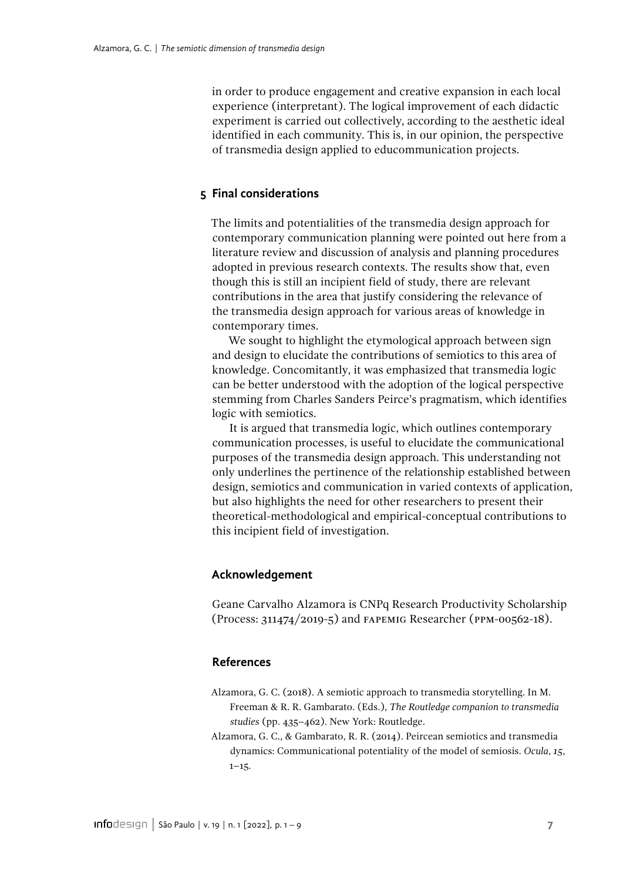in order to produce engagement and creative expansion in each local experience (interpretant). The logical improvement of each didactic experiment is carried out collectively, according to the aesthetic ideal identified in each community. This is, in our opinion, the perspective of transmedia design applied to educommunication projects.

## 5 Final considerations

The limits and potentialities of the transmedia design approach for contemporary communication planning were pointed out here from a literature review and discussion of analysis and planning procedures adopted in previous research contexts. The results show that, even though this is still an incipient field of study, there are relevant contributions in the area that justify considering the relevance of the transmedia design approach for various areas of knowledge in contemporary times.

We sought to highlight the etymological approach between sign and design to elucidate the contributions of semiotics to this area of knowledge. Concomitantly, it was emphasized that transmedia logic can be better understood with the adoption of the logical perspective stemming from Charles Sanders Peirce's pragmatism, which identifies logic with semiotics.

It is argued that transmedia logic, which outlines contemporary communication processes, is useful to elucidate the communicational purposes of the transmedia design approach. This understanding not only underlines the pertinence of the relationship established between design, semiotics and communication in varied contexts of application, but also highlights the need for other researchers to present their theoretical-methodological and empirical-conceptual contributions to this incipient field of investigation.

## Acknowledgement

Geane Carvalho Alzamora is CNPq Research Productivity Scholarship (Process: 311474/2019-5) and FAPEMIG Researcher (PPM-00562-18).

## References

Alzamora, G. C. (2018). A semiotic approach to transmedia storytelling. In M. Freeman & R. R. Gambarato. (Eds.), *The Routledge companion to transmedia studies* (pp. 435–462). New York: Routledge.

Alzamora, G. C., & Gambarato, R. R. (2014). Peircean semiotics and transmedia dynamics: Communicational potentiality of the model of semiosis. *Ocula*, *15*, 1–15.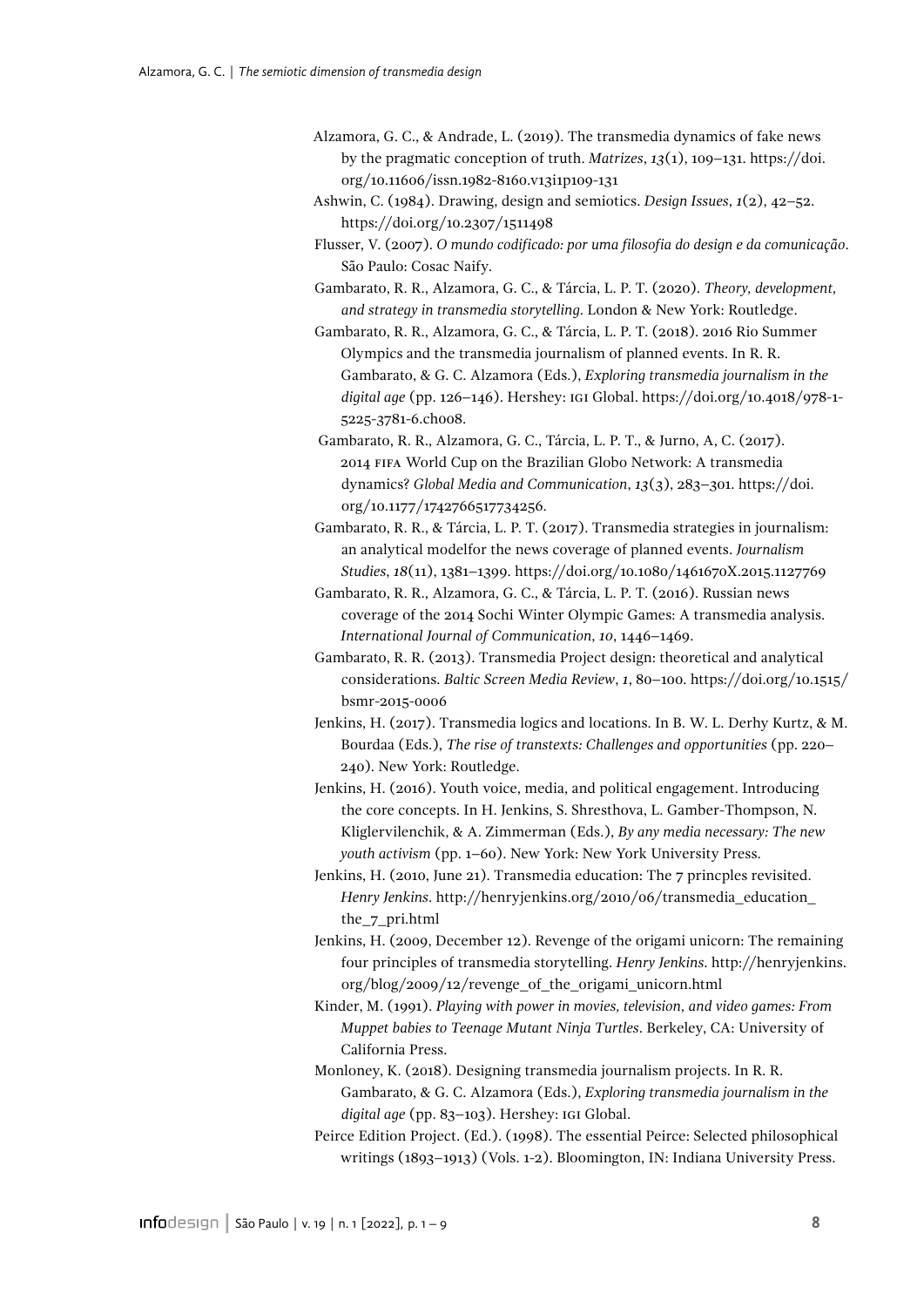Alzamora, G. C., & Andrade, L. (2019). The transmedia dynamics of fake news by the pragmatic conception of truth. *Matrizes*, *13*(1), 109–131. https://doi.org/10.11606/issn.1982-8160.v13i1p109-131

Ashwin, C. (1984). Drawing, design and semiotics. *Design Issues*, *1*(2), 42–52. https://doi.org/10.2307/1511498

Flusser, V. (2007). *O mundo codificado: por uma filosofia do design e da comunicação*. São Paulo: Cosac Naify.

Gambarato, R. R., Alzamora, G. C., & Tárcia, L. P. T. (2020). *Theory, development, and strategy in transmedia storytelling*. London & New York: Routledge.

Gambarato, R. R., Alzamora, G. C., & Tárcia, L. P. T. (2018). 2016 Rio Summer Olympics and the transmedia journalism of planned events. In R. R. Gambarato, & G. C. Alzamora (Eds.), *Exploring transmedia journalism in the digital age* (pp. 126–146). Hershey: IGI Global. https://doi.org/10.4018/978-1-5225-3781-6.ch008.

Gambarato, R. R., Alzamora, G. C., Tárcia, L. P. T., & Jurno, A, C. (2017). 2014 FIFA World Cup on the Brazilian Globo Network: A transmedia dynamics? *Global Media and Communication*, *13*(3), 283–301. https://doi.org/10.1177/1742766517734256.

Gambarato, R. R., & Tárcia, L. P. T. (2017). Transmedia strategies in journalism: an analytical modelfor the news coverage of planned events. *Journalism Studies*, *18*(11), 1381–1399. https://doi.org/10.1080/1461670X.2015.1127769

Gambarato, R. R., Alzamora, G. C., & Tárcia, L. P. T. (2016). Russian news coverage of the 2014 Sochi Winter Olympic Games: A transmedia analysis. *International Journal of Communication*, *10*, 1446–1469.

Gambarato, R. R. (2013). Transmedia Project design: theoretical and analytical considerations. *Baltic Screen Media Review*, *1*, 80–100. https://doi.org/10.1515/bsmr-2015-0006

Jenkins, H. (2017). Transmedia logics and locations. In B. W. L. Derhy Kurtz, & M. Bourdaa (Eds.), *The rise of transtexts: Challenges and opportunities* (pp. 220–240). New York: Routledge.

Jenkins, H. (2016). Youth voice, media, and political engagement. Introducing the core concepts. In H. Jenkins, S. Shresthova, L. Gamber-Thompson, N. Kliglervilenchik, & A. Zimmerman (Eds.), *By any media necessary: The new youth activism* (pp. 1–60). New York: New York University Press.

Jenkins, H. (2010, June 21). Transmedia education: The 7 princples revisited. *Henry Jenkins*. http://henryjenkins.org/2010/06/transmedia_education_the_7_pri.html

Jenkins, H. (2009, December 12). Revenge of the origami unicorn: The remaining four principles of transmedia storytelling. *Henry Jenkins*. http://henryjenkins.org/blog/2009/12/revenge_of_the_origami_unicorn.html

Kinder, M. (1991). *Playing with power in movies, television, and video games: From Muppet babies to Teenage Mutant Ninja Turtles*. Berkeley, CA: University of California Press.

Monloney, K. (2018). Designing transmedia journalism projects. In R. R. Gambarato, & G. C. Alzamora (Eds.), *Exploring transmedia journalism in the digital age* (pp. 83–103). Hershey: IGI Global.

Peirce Edition Project. (Ed.). (1998). The essential Peirce: Selected philosophical writings (1893–1913) (Vols. 1-2). Bloomington, IN: Indiana University Press.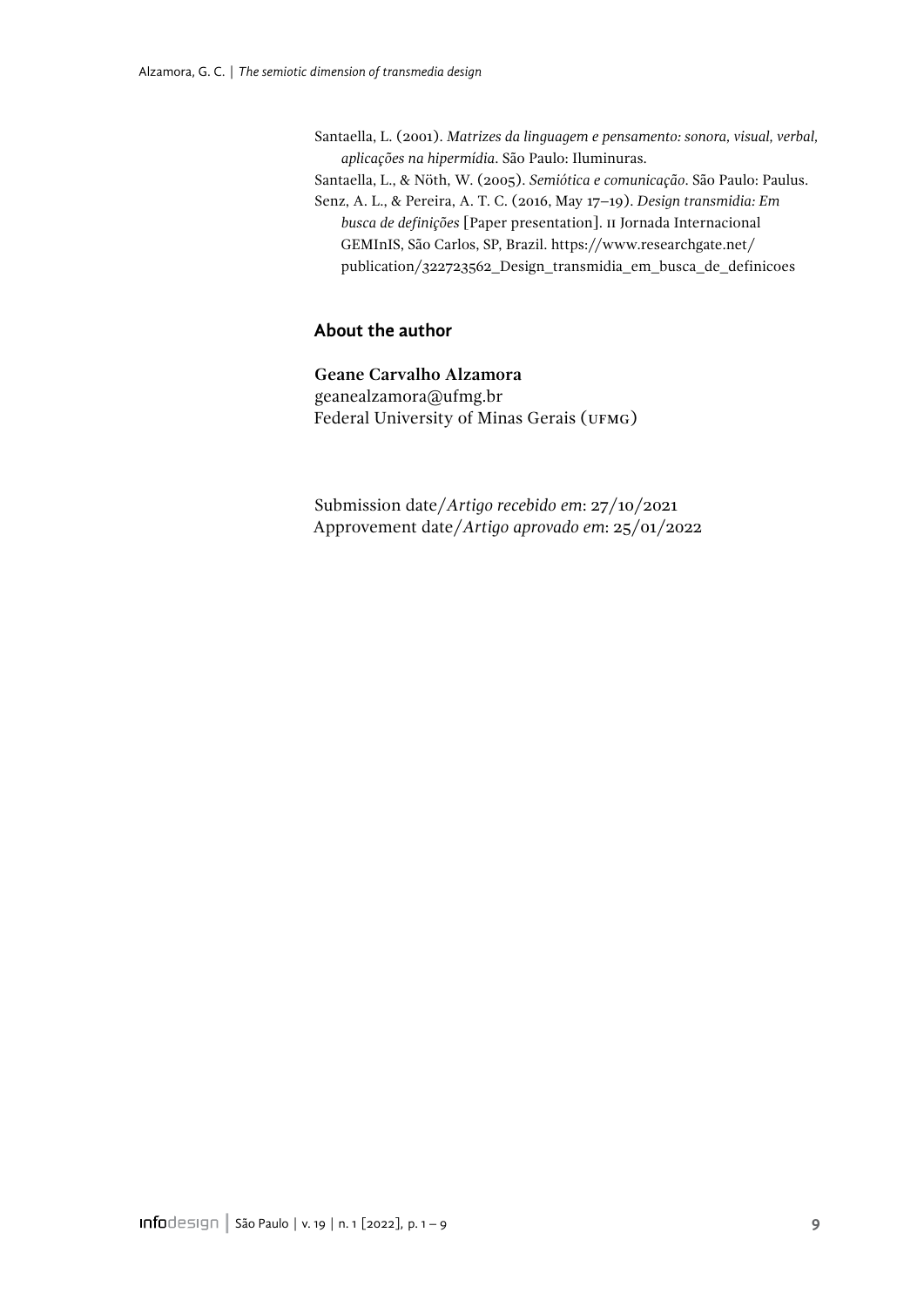Santaella, L. (2001). *Matrizes da linguagem e pensamento: sonora, visual, verbal, aplicações na hipermídia*. São Paulo: Iluminuras.

Santaella, L., & Nöth, W. (2005). *Semiótica e comunicação*. São Paulo: Paulus.

Senz, A. L., & Pereira, A. T. C. (2016, May 17–19). *Design transmidia: Em busca de definições* [Paper presentation]. II Jornada Internacional GEMInIS, São Carlos, SP, Brazil. https://www.researchgate.net/publication/322723562_Design_transmidia_em_busca_de_definicoes

## About the author

**Geane Carvalho Alzamora**
geanealzamora@ufmg.br
Federal University of Minas Gerais (UFMG)

Submission date/*Artigo recebido em*: 27/10/2021
Approvement date/*Artigo aprovado em*: 25/01/2022